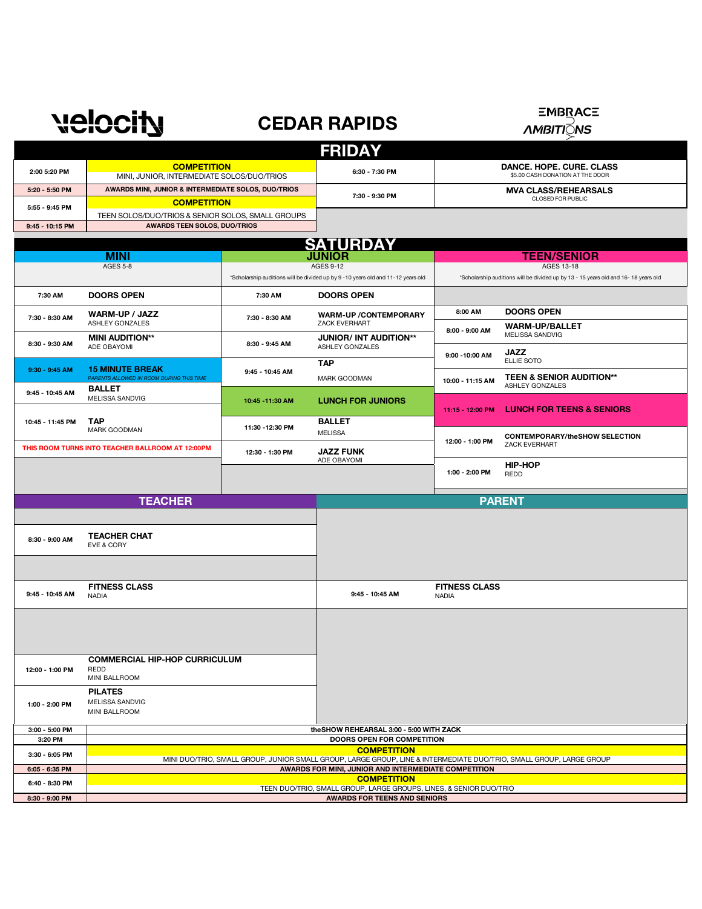velocity

# CEDAR RAPIDS

EMBRACE AMBITIONS

## FRIDAY

| Time | Event | Time | Event |
|---|---|---|---|
| 2:00 5:20 PM | **COMPETITION** MINI, JUNIOR, INTERMEDIATE SOLOS/DUO/TRIOS | 6:30 - 7:30 PM | **DANCE. HOPE. CURE. CLASS** $5.00 CASH DONATION AT THE DOOR |
| 5:20 - 5:50 PM | **AWARDS MINI, JUNIOR & INTERMEDIATE SOLOS, DUO/TRIOS** | 7:30 - 9:30 PM | **MVA CLASS/REHEARSALS** CLOSED FOR PUBLIC |
| 5:55 - 9:45 PM | **COMPETITION** TEEN SOLOS/DUO/TRIOS & SENIOR SOLOS, SMALL GROUPS | | |
| 9:45 - 10:15 PM | **AWARDS TEEN SOLOS, DUO/TRIOS** | | |

## SATURDAY

### MINI
AGES 5-8

| Time | Event |
|---|---|
| 7:30 AM | **DOORS OPEN** |
| 7:30 - 8:30 AM | **WARM-UP / JAZZ** ASHLEY GONZALES |
| 8:30 - 9:30 AM | **MINI AUDITION**** ADE OBAYOMI |
| 9:30 - 9:45 AM | **15 MINUTE BREAK** *PARENTS ALLOWED IN ROOM DURING THIS TIME* |
| 9:45 - 10:45 AM | **BALLET** MELISSA SANDVIG |
| 10:45 - 11:45 PM | **TAP** MARK GOODMAN |

THIS ROOM TURNS INTO TEACHER BALLROOM AT 12:00PM

### JUNIOR
AGES 9-12

*Scholarship auditions will be divided up by 9 -10 years old and 11-12 years old

| Time | Event |
|---|---|
| 7:30 AM | **DOORS OPEN** |
| 7:30 - 8:30 AM | **WARM-UP /CONTEMPORARY** ZACK EVERHART |
| 8:30 - 9:45 AM | **JUNIOR/ INT AUDITION**** ASHLEY GONZALES |
| 9:45 - 10:45 AM | **TAP** MARK GOODMAN |
| 10:45 -11:30 AM | **LUNCH FOR JUNIORS** |
| 11:30 -12:30 PM | **BALLET** MELISSA |
| 12:30 - 1:30 PM | **JAZZ FUNK** ADE OBAYOMI |

### TEEN/SENIOR
AGES 13-18

*Scholarship auditions will be divided up by 13 - 15 years old and 16- 18 years old

| Time | Event |
|---|---|
| 8:00 AM | **DOORS OPEN** |
| 8:00 - 9:00 AM | **WARM-UP/BALLET** MELISSA SANDVIG |
| 9:00 -10:00 AM | **JAZZ** ELLIE SOTO |
| 10:00 - 11:15 AM | **TEEN & SENIOR AUDITION**** ASHLEY GONZALES |
| 11:15 - 12:00 PM | **LUNCH FOR TEENS & SENIORS** |
| 12:00 - 1:00 PM | **CONTEMPORARY/theSHOW SELECTION** ZACK EVERHART |
| 1:00 - 2:00 PM | **HIP-HOP** REDD |

### TEACHER

| Time | Event |
|---|---|
| 8:30 - 9:00 AM | **TEACHER CHAT** EVE & CORY |
| 9:45 - 10:45 AM | **FITNESS CLASS** NADIA |
| 12:00 - 1:00 PM | **COMMERCIAL HIP-HOP CURRICULUM** REDD MINI BALLROOM |
| 1:00 - 2:00 PM | **PILATES** MELISSA SANDVIG MINI BALLROOM |

### PARENT

| Time | Event |
|---|---|
| 9:45 - 10:45 AM | **FITNESS CLASS** NADIA |

| Time | Event |
|---|---|
| 3:00 - 5:00 PM | **theSHOW REHEARSAL 3:00 - 5:00 WITH ZACK** |
| 3:20 PM | **DOORS OPEN FOR COMPETITION** |
| 3:30 - 6:05 PM | **COMPETITION** MINI DUO/TRIO, SMALL GROUP, JUNIOR SMALL GROUP, LARGE GROUP, LINE & INTERMEDIATE DUO/TRIO, SMALL GROUP, LARGE GROUP |
| 6:05 - 6:35 PM | **AWARDS FOR MINI, JUNIOR AND INTERMEDIATE COMPETITION** |
| 6:40 - 8:30 PM | **COMPETITION** TEEN DUO/TRIO, SMALL GROUP, LARGE GROUPS, LINES, & SENIOR DUO/TRIO |
| 8:30 - 9:00 PM | **AWARDS FOR TEENS AND SENIORS** |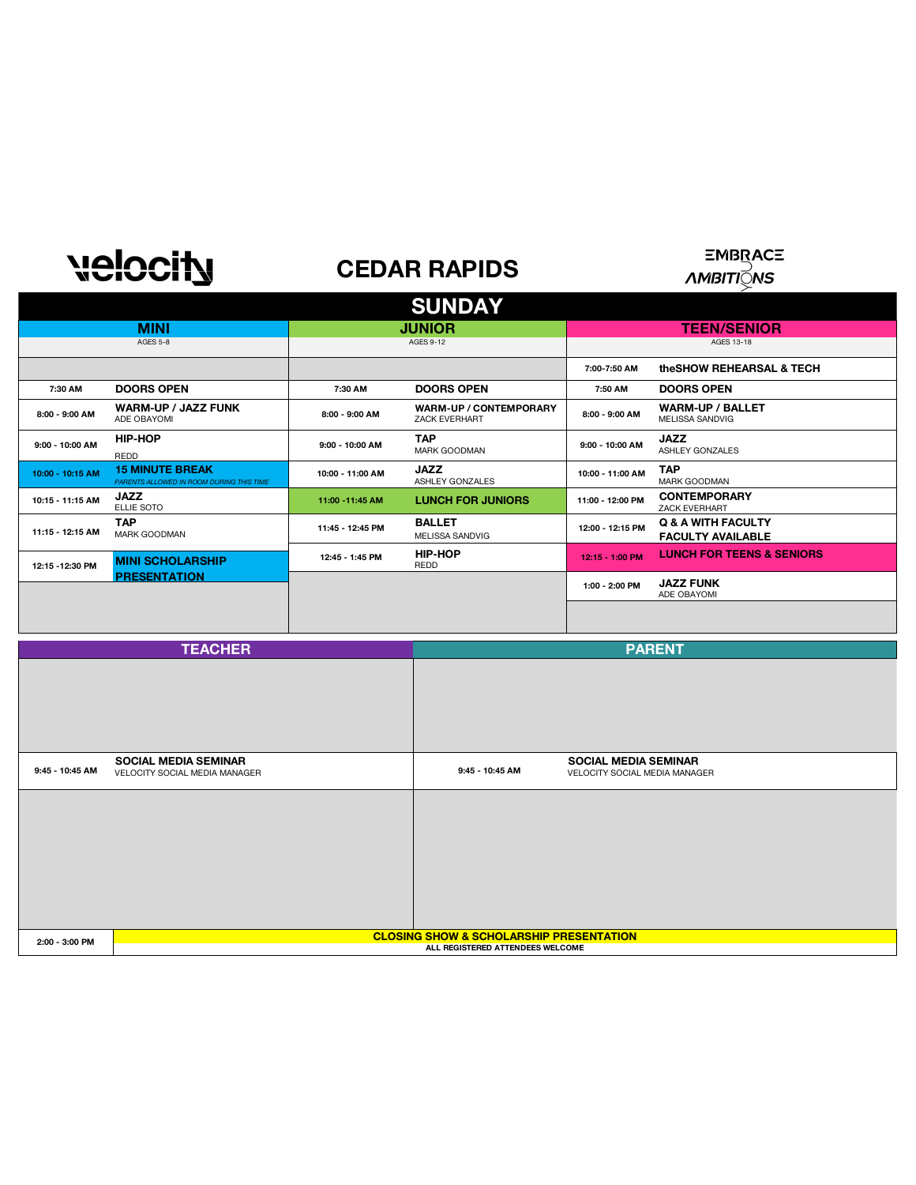velocity

# CEDAR RAPIDS

EMBRACE AMBITIONS

## SUNDAY

| MINI | | JUNIOR | | TEEN/SENIOR | |
|---|---|---|---|---|---|
| AGES 5-8 | | AGES 9-12 | | AGES 13-18 | |
| | | | | 7:00-7:50 AM | **theSHOW REHEARSAL & TECH** |
| 7:30 AM | **DOORS OPEN** | 7:30 AM | **DOORS OPEN** | 7:50 AM | **DOORS OPEN** |
| 8:00 - 9:00 AM | **WARM-UP / JAZZ FUNK** ADE OBAYOMI | 8:00 - 9:00 AM | **WARM-UP / CONTEMPORARY** ZACK EVERHART | 8:00 - 9:00 AM | **WARM-UP / BALLET** MELISSA SANDVIG |
| 9:00 - 10:00 AM | **HIP-HOP** REDD | 9:00 - 10:00 AM | **TAP** MARK GOODMAN | 9:00 - 10:00 AM | **JAZZ** ASHLEY GONZALES |
| 10:00 - 10:15 AM | **15 MINUTE BREAK** *PARENTS ALLOWED IN ROOM DURING THIS TIME* | 10:00 - 11:00 AM | **JAZZ** ASHLEY GONZALES | 10:00 - 11:00 AM | **TAP** MARK GOODMAN |
| 10:15 - 11:15 AM | **JAZZ** ELLIE SOTO | 11:00 -11:45 AM | **LUNCH FOR JUNIORS** | 11:00 - 12:00 PM | **CONTEMPORARY** ZACK EVERHART |
| 11:15 - 12:15 AM | **TAP** MARK GOODMAN | 11:45 - 12:45 PM | **BALLET** MELISSA SANDVIG | 12:00 - 12:15 PM | **Q & A WITH FACULTY FACULTY AVAILABLE** |
| 12:15 -12:30 PM | **MINI SCHOLARSHIP PRESENTATION** | 12:45 - 1:45 PM | **HIP-HOP** REDD | 12:15 - 1:00 PM | **LUNCH FOR TEENS & SENIORS** |
| | | | | 1:00 - 2:00 PM | **JAZZ FUNK** ADE OBAYOMI |

| TEACHER | | PARENT | |
|---|---|---|---|
| 9:45 - 10:45 AM | **SOCIAL MEDIA SEMINAR** VELOCITY SOCIAL MEDIA MANAGER | 9:45 - 10:45 AM | **SOCIAL MEDIA SEMINAR** VELOCITY SOCIAL MEDIA MANAGER |
| 2:00 - 3:00 PM | **CLOSING SHOW & SCHOLARSHIP PRESENTATION** ALL REGISTERED ATTENDEES WELCOME | | |